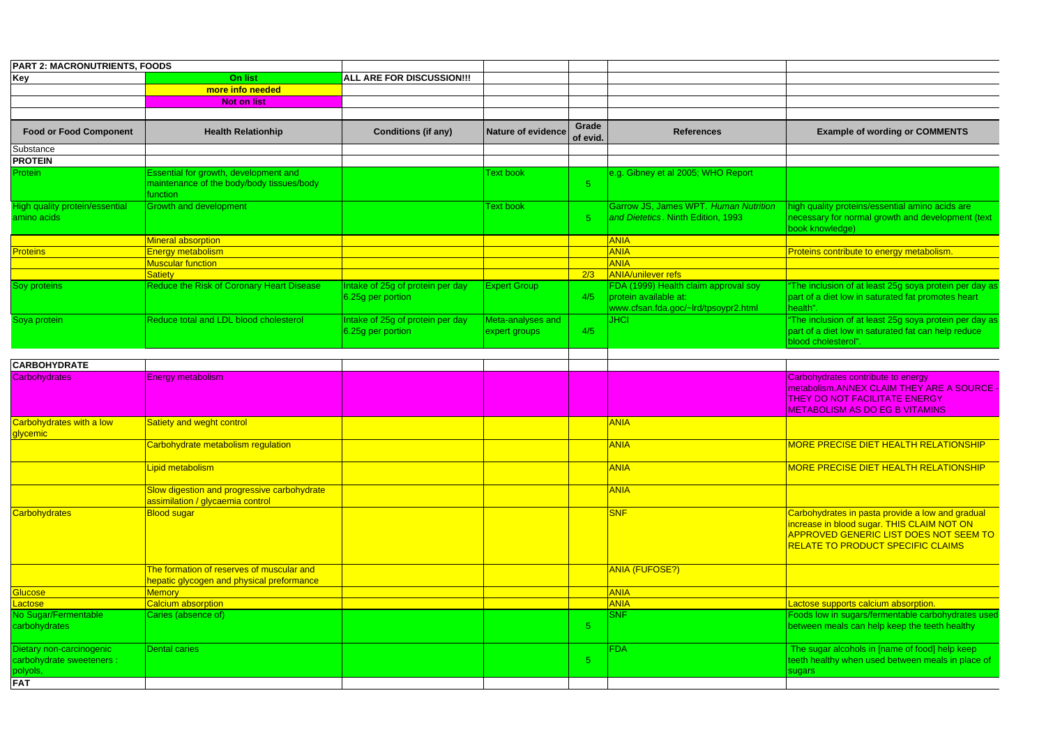| PART 2: MACRONUTRIENTS, FOODS | | | | | | |
|---|---|---|---|---|---|---|
| Key | On list | ALL ARE FOR DISCUSSION!!! | | | | |
| | more info needed | | | | | |
| | Not on list | | | | | |
| | | | | | | |
| **Food or Food Component** | **Health Relationhip** | **Conditions (if any)** | **Nature of evidence** | **Grade of evid.** | **References** | **Example of wording or COMMENTS** |
| Substance | | | | | | |
| **PROTEIN** | | | | | | |
| Protein | Essential for growth, development and maintenance of the body/body tissues/body function | | Text book | 5 | e.g. Gibney et al 2005; WHO Report | |
| High quality protein/essential amino acids | Growth and development | | Text book | 5 | Garrow JS, James WPT. *Human Nutrition and Dietetics*. Ninth Edition, 1993 | high quality proteins/essential amino acids are necessary for normal growth and development (text book knowledge) |
| | Mineral absorption | | | | ANIA | |
| Proteins | Energy metabolism | | | | ANIA | Proteins contribute to energy metabolism. |
| | Muscular function | | | | ANIA | |
| | Satiety | | | 2/3 | ANIA/unilever refs | |
| Soy proteins | Reduce the Risk of Coronary Heart Disease | Intake of 25g of protein per day 6.25g per portion | Expert Group | 4/5 | FDA (1999) Health claim approval soy protein available at: www.cfsan.fda.goc/~lrd/tpsoypr2.html | "The inclusion of at least 25g soya protein per day as part of a diet low in saturated fat promotes heart health". |
| Soya protein | Reduce total and LDL blood cholesterol | Intake of 25g of protein per day 6.25g per portion | Meta-analyses and expert groups | 4/5 | JHCI | "The inclusion of at least 25g soya protein per day as part of a diet low in saturated fat can help reduce blood cholesterol". |
| | | | | | | |
| **CARBOHYDRATE** | | | | | | |
| Carbohydrates | Energy metabolism | | | | | Carbohydrates contribute to energy metabolism.ANNEX CLAIM THEY ARE A SOURCE - THEY DO NOT FACILITATE ENERGY METABOLISM AS DO EG B VITAMINS |
| Carbohydrates with a low glycemic | Satiety and weght control | | | | ANIA | |
| | Carbohydrate metabolism regulation | | | | ANIA | MORE PRECISE DIET HEALTH RELATIONSHIP |
| | Lipid metabolism | | | | ANIA | MORE PRECISE DIET HEALTH RELATIONSHIP |
| | Slow digestion and progressive carbohydrate assimilation / glycaemia control | | | | ANIA | |
| Carbohydrates | Blood sugar | | | | SNF | Carbohydrates in pasta provide a low and gradual increase in blood sugar. THIS CLAIM NOT ON APPROVED GENERIC LIST DOES NOT SEEM TO RELATE TO PRODUCT SPECIFIC CLAIMS |
| | The formation of reserves of muscular and hepatic glycogen and physical preformance | | | | ANIA (FUFOSE?) | |
| Glucose | Memory | | | | ANIA | |
| Lactose | Calcium absorption | | | | ANIA | Lactose supports calcium absorption. |
| No Sugar/Fermentable carbohydrates | Caries (absence of) | | | 5 | SNF | Foods low in sugars/fermentable carbohydrates used between meals can help keep the teeth healthy |
| Dietary non-carcinogenic carbohydrate sweeteners : polyols, | Dental caries | | | 5 | FDA | The sugar alcohols in [name of food] help keep teeth healthy when used between meals in place of sugars |
| **FAT** | | | | | | |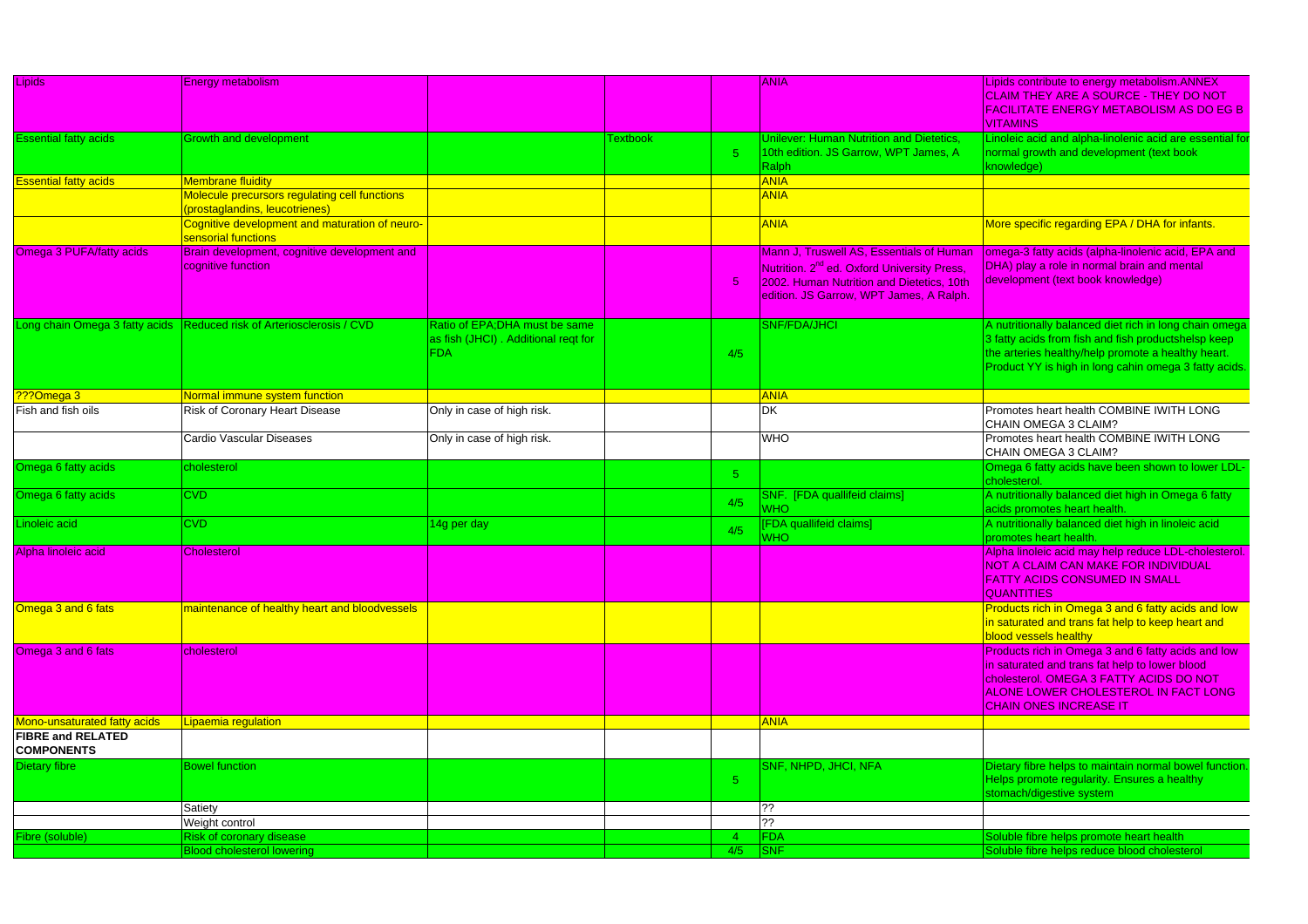| | | | | | | |
|---|---|---|---|---|---|---|
| Lipids | Energy metabolism | | | | ANIA | Lipids contribute to energy metabolism.ANNEX CLAIM THEY ARE A SOURCE - THEY DO NOT FACILITATE ENERGY METABOLISM AS DO EG B VITAMINS |
| Essential fatty acids | Growth and development | | Textbook | 5 | Unilever: Human Nutrition and Dietetics, 10th edition. JS Garrow, WPT James, A Ralph | Linoleic acid and alpha-linolenic acid are essential for normal growth and development (text book knowledge) |
| Essential fatty acids | Membrane fluidity | | | | ANIA | |
| | Molecule precursors regulating cell functions (prostaglandins, leucotrienes) | | | | ANIA | |
| | Cognitive development and maturation of neuro-sensorial functions | | | | ANIA | More specific regarding EPA / DHA for infants. |
| Omega 3 PUFA/fatty acids | Brain development, cognitive development and cognitive function | | | 5 | Mann J, Truswell AS, Essentials of Human Nutrition. 2nd ed. Oxford University Press, 2002. Human Nutrition and Dietetics, 10th edition. JS Garrow, WPT James, A Ralph. | omega-3 fatty acids (alpha-linolenic acid, EPA and DHA) play a role in normal brain and mental development (text book knowledge) |
| Long chain Omega 3 fatty acids | Reduced risk of Arteriosclerosis / CVD | Ratio of EPA;DHA must be same as fish (JHCI) . Additional reqt for FDA | | 4/5 | SNF/FDA/JHCI | A nutritionally balanced diet rich in long chain omega 3 fatty acids from fish and fish productshelsp keep the arteries healthy/help promote a healthy heart. Product YY is high in long cahin omega 3 fatty acids. |
| ???Omega 3 | Normal immune system function | | | | ANIA | |
| Fish and fish oils | Risk of Coronary Heart Disease | Only in case of high risk. | | | DK | Promotes heart health COMBINE IWITH LONG CHAIN OMEGA 3 CLAIM? |
| | Cardio Vascular Diseases | Only in case of high risk. | | | WHO | Promotes heart health COMBINE IWITH LONG CHAIN OMEGA 3 CLAIM? |
| Omega 6 fatty acids | cholesterol | | | 5 | | Omega 6 fatty acids have been shown to lower LDL-cholesterol. |
| Omega 6 fatty acids | CVD | | | 4/5 | SNF. [FDA quallifeid claims] WHO | A nutritionally balanced diet high in Omega 6 fatty acids promotes heart health. |
| Linoleic acid | CVD | 14g per day | | 4/5 | [FDA quallifeid claims] WHO | A nutritionally balanced diet high in linoleic acid promotes heart health. |
| Alpha linoleic acid | Cholesterol | | | | | Alpha linoleic acid may help reduce LDL-cholesterol. NOT A CLAIM CAN MAKE FOR INDIVIDUAL FATTY ACIDS CONSUMED IN SMALL QUANTITIES |
| Omega 3 and 6 fats | maintenance of healthy heart and bloodvessels | | | | | Products rich in Omega 3 and 6 fatty acids and low in saturated and trans fat help to keep heart and blood vessels healthy |
| Omega 3 and 6 fats | cholesterol | | | | | Products rich in Omega 3 and 6 fatty acids and low in saturated and trans fat help to lower blood cholesterol. OMEGA 3 FATTY ACIDS DO NOT ALONE LOWER CHOLESTEROL IN FACT LONG CHAIN ONES INCREASE IT |
| Mono-unsaturated fatty acids | Lipaemia regulation | | | | ANIA | |
| **FIBRE and RELATED COMPONENTS** | | | | | | |
| Dietary fibre | Bowel function | | | 5 | SNF, NHPD, JHCI, NFA | Dietary fibre helps to maintain normal bowel function. Helps promote regularity. Ensures a healthy stomach/digestive system |
| | Satiety | | | | ?? | |
| | Weight control | | | | ?? | |
| Fibre (soluble) | Risk of coronary disease | | | 4 | FDA | Soluble fibre helps promote heart health |
| | Blood cholesterol lowering | | | 4/5 | SNF | Soluble fibre helps reduce blood cholesterol |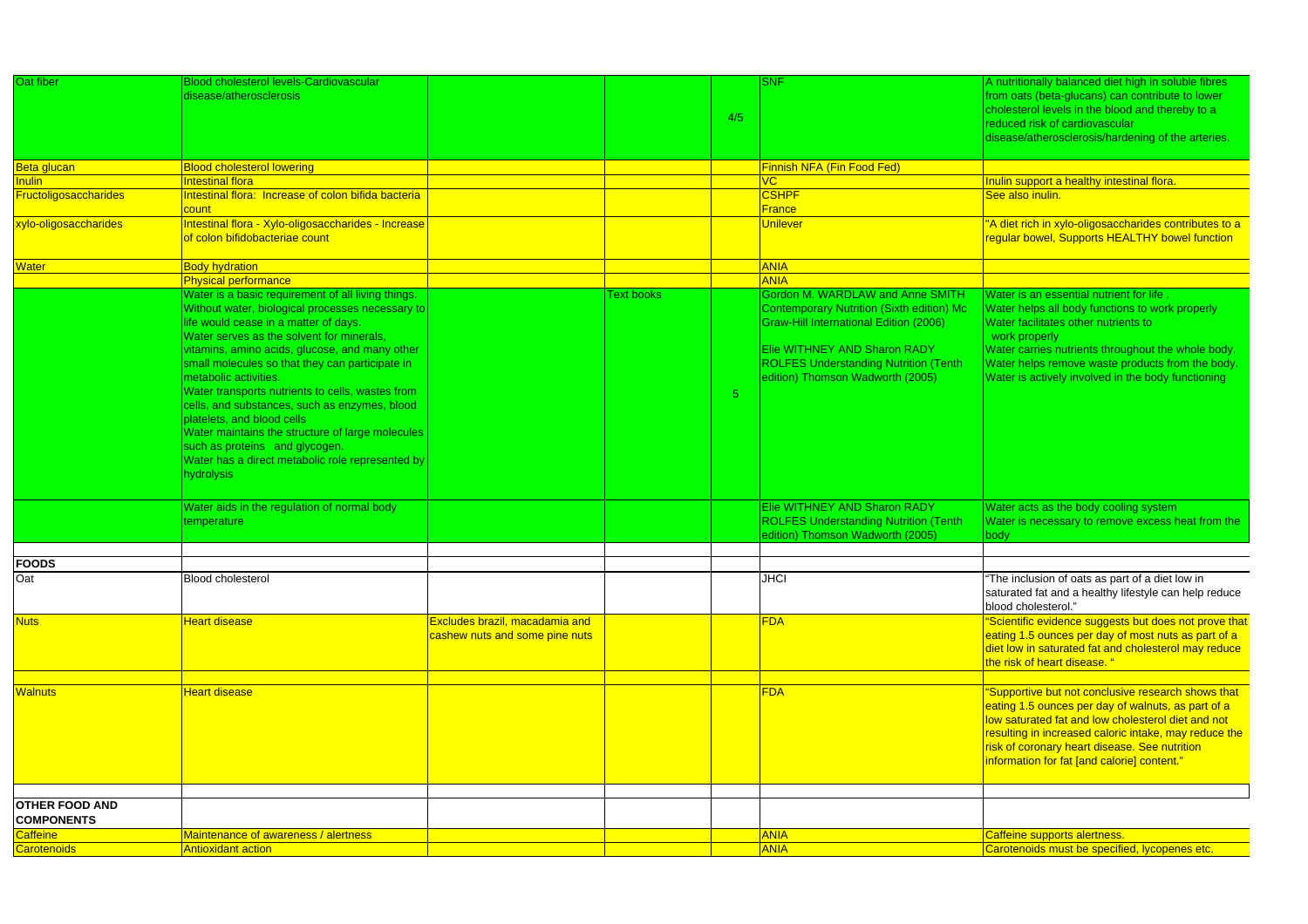| | | | | | | |
|---|---|---|---|---|---|---|
| Oat fiber | Blood cholesterol levels-Cardiovascular disease/atherosclerosis | | | 4/5 | SNF | A nutritionally balanced diet high in soluble fibres from oats (beta-glucans) can contribute to lower cholesterol levels in the blood and thereby to a reduced risk of cardiovascular disease/atherosclerosis/hardening of the arteries. |
| Beta glucan | Blood cholesterol lowering | | | | Finnish NFA (Fin Food Fed) | |
| Inulin | Intestinal flora | | | | VC | Inulin support a healthy intestinal flora. |
| Fructoligosaccharides | Intestinal flora: Increase of colon bifida bacteria count | | | | CSHPF France | See also inulin. |
| xylo-oligosaccharides | Intestinal flora - Xylo-oligosaccharides - Increase of colon bifidobacteriae count | | | | Unilever | "A diet rich in xylo-oligosaccharides contributes to a regular bowel, Supports HEALTHY bowel function |
| Water | Body hydration | | | | ANIA | |
| | Physical performance | | | | ANIA | |
| | Water is a basic requirement of all living things. Without water, biological processes necessary to life would cease in a matter of days. Water serves as the solvent for minerals, vitamins, amino acids, glucose, and many other small molecules so that they can participate in metabolic activities. Water transports nutrients to cells, wastes from cells, and substances, such as enzymes, blood platelets, and blood cells Water maintains the structure of large molecules such as proteins and glycogen. Water has a direct metabolic role represented by hydrolysis | | Text books | 5 | Gordon M. WARDLAW and Anne SMITH Contemporary Nutrition (Sixth edition) Mc Graw-Hill International Edition (2006) Elie WITHNEY AND Sharon RADY ROLFES Understanding Nutrition (Tenth edition) Thomson Wadworth (2005) | Water is an essential nutrient for life . Water helps all body functions to work properly Water facilitates other nutrients to work properly Water carries nutrients throughout the whole body. Water helps remove waste products from the body. Water is actively involved in the body functioning |
| | Water aids in the regulation of normal body temperature | | | | Elie WITHNEY AND Sharon RADY ROLFES Understanding Nutrition (Tenth edition) Thomson Wadworth (2005) | Water acts as the body cooling system Water is necessary to remove excess heat from the body |
| | | | | | | |
| **FOODS** | | | | | | |
| Oat | Blood cholesterol | | | | JHCI | "The inclusion of oats as part of a diet low in saturated fat and a healthy lifestyle can help reduce blood cholesterol." |
| Nuts | Heart disease | Excludes brazil, macadamia and cashew nuts and some pine nuts | | | FDA | "Scientific evidence suggests but does not prove that eating 1.5 ounces per day of most nuts as part of a diet low in saturated fat and cholesterol may reduce the risk of heart disease. " |
| | | | | | | |
| Walnuts | Heart disease | | | | FDA | "Supportive but not conclusive research shows that eating 1.5 ounces per day of walnuts, as part of a low saturated fat and low cholesterol diet and not resulting in increased caloric intake, may reduce the risk of coronary heart disease. See nutrition information for fat [and calorie] content." |
| | | | | | | |
| **OTHER FOOD AND COMPONENTS** | | | | | | |
| Caffeine | Maintenance of awareness / alertness | | | | ANIA | Caffeine supports alertness. |
| Carotenoids | Antioxidant action | | | | ANIA | Carotenoids must be specified, lycopenes etc. |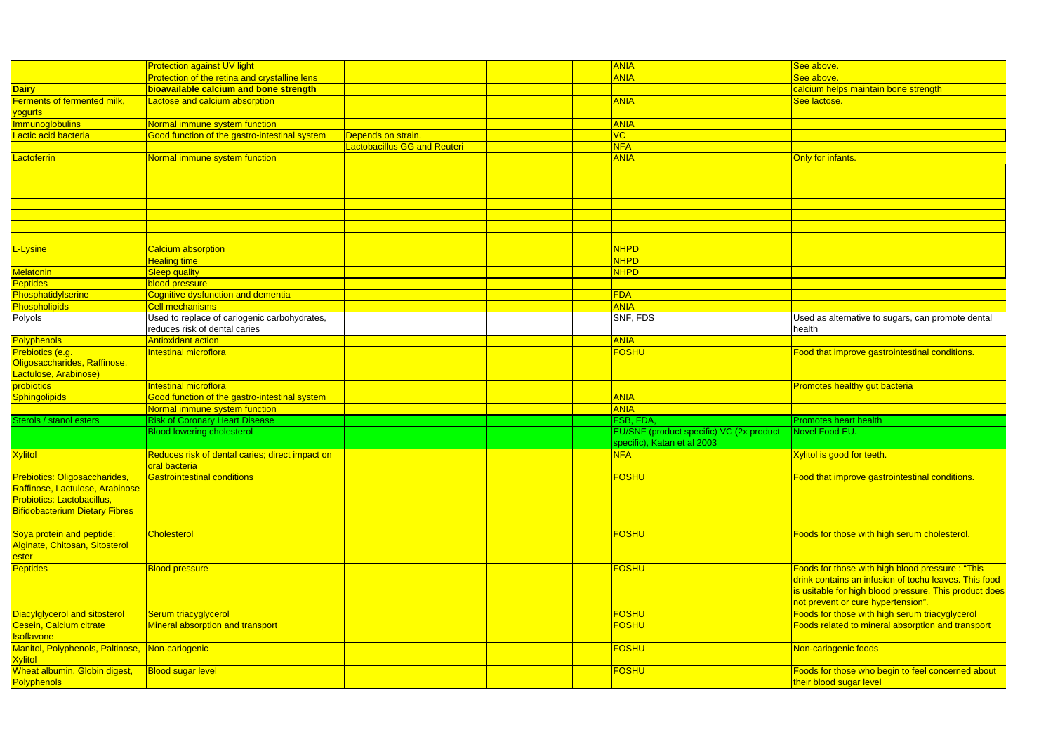| | | | | | | |
|---|---|---|---|---|---|---|
| | Protection against UV light | | | | ANIA | See above. |
| | Protection of the retina and crystalline lens | | | | ANIA | See above. |
| **Dairy** | **bioavailable calcium and bone strength** | | | | | calcium helps maintain bone strength |
| Ferments of fermented milk, yogurts | Lactose and calcium absorption | | | | ANIA | See lactose. |
| Immunoglobulins | Normal immune system function | | | | ANIA | |
| Lactic acid bacteria | Good function of the gastro-intestinal system | Depends on strain. | | | VC | |
| | | Lactobacillus GG and Reuteri | | | NFA | |
| Lactoferrin | Normal immune system function | | | | ANIA | Only for infants. |
| | | | | | | |
| | | | | | | |
| | | | | | | |
| | | | | | | |
| | | | | | | |
| | | | | | | |
| | | | | | | |
| L-Lysine | Calcium absorption | | | | NHPD | |
| | Healing time | | | | NHPD | |
| Melatonin | Sleep quality | | | | NHPD | |
| Peptides | blood pressure | | | | | |
| Phosphatidylserine | Cognitive dysfunction and dementia | | | | FDA | |
| Phospholipids | Cell mechanisms | | | | ANIA | |
| Polyols | Used to replace of cariogenic carbohydrates, reduces risk of dental caries | | | | SNF, FDS | Used as alternative to sugars, can promote dental health |
| Polyphenols | Antioxidant action | | | | ANIA | |
| Prebiotics (e.g. Oligosaccharides, Raffinose, Lactulose, Arabinose) | Intestinal microflora | | | | FOSHU | Food that improve gastrointestinal conditions. |
| probiotics | Intestinal microflora | | | | | Promotes healthy gut bacteria |
| Sphingolipids | Good function of the gastro-intestinal system | | | | ANIA | |
| | Normal immune system function | | | | ANIA | |
| Sterols / stanol esters | Risk of Coronary Heart Disease | | | | FSB, FDA, | Promotes heart health |
| | Blood lowering cholesterol | | | | EU/SNF (product specific) VC (2x product specific), Katan et al 2003 | Novel Food EU. |
| Xylitol | Reduces risk of dental caries; direct impact on oral bacteria | | | | NFA | Xylitol is good for teeth. |
| Prebiotics: Oligosaccharides, Raffinose, Lactulose, Arabinose Probiotics: Lactobacillus, Bifidobacterium Dietary Fibres | Gastrointestinal conditions | | | | FOSHU | Food that improve gastrointestinal conditions. |
| Soya protein and peptide: Alginate, Chitosan, Sitosterol ester | Cholesterol | | | | FOSHU | Foods for those with high serum cholesterol. |
| Peptides | Blood pressure | | | | FOSHU | Foods for those with high blood pressure : "This drink contains an infusion of tochu leaves. This food is usitable for high blood pressure. This product does not prevent or cure hypertension". |
| Diacylglycerol and sitosterol | Serum triacyglycerol | | | | FOSHU | Foods for those with high serum triacyglycerol |
| Cesein, Calcium citrate Isoflavone | Mineral absorption and transport | | | | FOSHU | Foods related to mineral absorption and transport |
| Manitol, Polyphenols, Paltinose, Xylitol | Non-cariogenic | | | | FOSHU | Non-cariogenic foods |
| Wheat albumin, Globin digest, Polyphenols | Blood sugar level | | | | FOSHU | Foods for those who begin to feel concerned about their blood sugar level |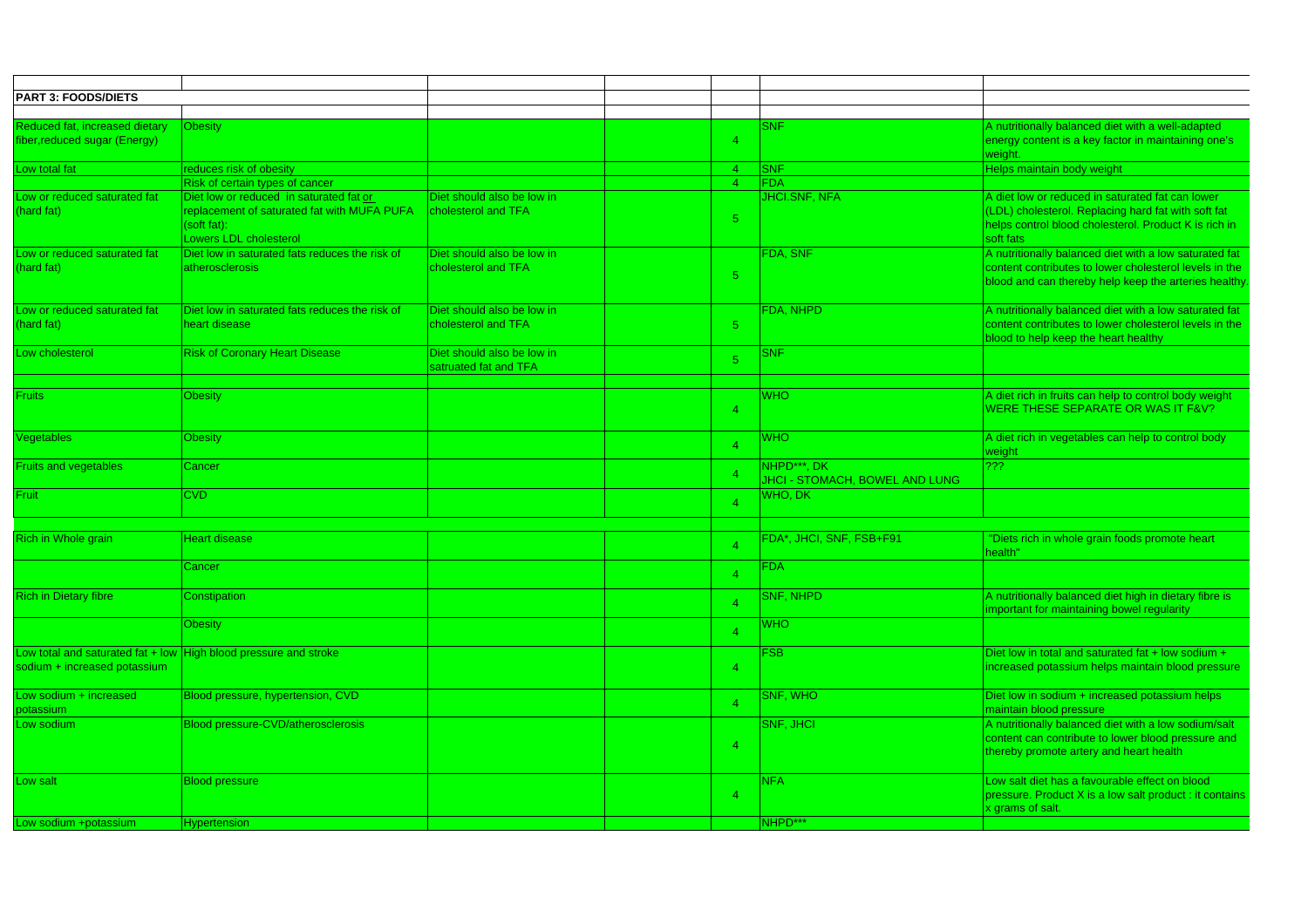| | | | | | | |
|---|---|---|---|---|---|---|
| **PART 3: FOODS/DIETS** | | | | | | |
| | | | | | | |
| Reduced fat, increased dietary fiber,reduced sugar (Energy) | Obesity | | | 4 | SNF | A nutritionally balanced diet with a well-adapted energy content is a key factor in maintaining one's weight. |
| Low total fat | reduces risk of obesity | | | 4 | SNF | Helps maintain body weight |
| | Risk of certain types of cancer | | | 4 | FDA | |
| Low or reduced saturated fat (hard fat) | Diet low or reduced in saturated fat or replacement of saturated fat with MUFA PUFA (soft fat): Lowers LDL cholesterol | Diet should also be low in cholesterol and TFA | | 5 | JHCI.SNF, NFA | A diet low or reduced in saturated fat can lower (LDL) cholesterol. Replacing hard fat with soft fat helps control blood cholesterol. Product K is rich in soft fats |
| Low or reduced saturated fat (hard fat) | Diet low in saturated fats reduces the risk of atherosclerosis | Diet should also be low in cholesterol and TFA | | 5 | FDA, SNF | A nutritionally balanced diet with a low saturated fat content contributes to lower cholesterol levels in the blood and can thereby help keep the arteries healthy. |
| Low or reduced saturated fat (hard fat) | Diet low in saturated fats reduces the risk of heart disease | Diet should also be low in cholesterol and TFA | | 5 | FDA, NHPD | A nutritionally balanced diet with a low saturated fat content contributes to lower cholesterol levels in the blood to help keep the heart healthy |
| Low cholesterol | Risk of Coronary Heart Disease | Diet should also be low in satruated fat and TFA | | 5 | SNF | |
| | | | | | | |
| Fruits | Obesity | | | 4 | WHO | A diet rich in fruits can help to control body weight WERE THESE SEPARATE OR WAS IT F&V? |
| Vegetables | Obesity | | | 4 | WHO | A diet rich in vegetables can help to control body weight |
| Fruits and vegetables | Cancer | | | 4 | NHPD***, DK JHCI - STOMACH, BOWEL AND LUNG | ??? |
| Fruit | CVD | | | 4 | WHO, DK | |
| | | | | | | |
| Rich in Whole grain | Heart disease | | | 4 | FDA*, JHCI, SNF, FSB+F91 | "Diets rich in whole grain foods promote heart health" |
| | Cancer | | | 4 | FDA | |
| Rich in Dietary fibre | Constipation | | | 4 | SNF, NHPD | A nutritionally balanced diet high in dietary fibre is important for maintaining bowel regularity |
| | Obesity | | | 4 | WHO | |
| Low total and saturated fat + low sodium + increased potassium | High blood pressure and stroke | | | 4 | FSB | Diet low in total and saturated fat + low sodium + increased potassium helps maintain blood pressure |
| Low sodium + increased potassium | Blood pressure, hypertension, CVD | | | 4 | SNF, WHO | Diet low in sodium + increased potassium helps maintain blood pressure |
| Low sodium | Blood pressure-CVD/atherosclerosis | | | 4 | SNF, JHCI | A nutritionally balanced diet with a low sodium/salt content can contribute to lower blood pressure and thereby promote artery and heart health |
| Low salt | Blood pressure | | | 4 | NFA | Low salt diet has a favourable effect on blood pressure. Product X is a low salt product : it contains x grams of salt. |
| Low sodium +potassium | Hypertension | | | | NHPD*** | |